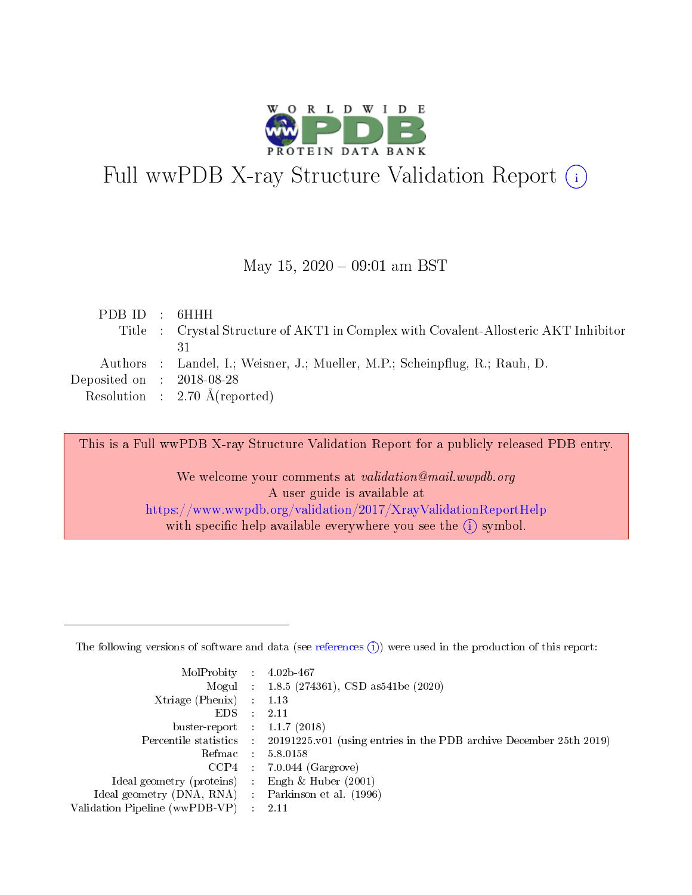# Full wwPDB X-ray Structure Validation Report

May 15, 2020 – 09:01 am BST

| | | |
|---|---|---|
| PDB ID | : | 6HHH |
| Title | : | Crystal Structure of AKT1 in Complex with Covalent-Allosteric AKT Inhibitor 31 |
| Authors | : | Landel, I.; Weisner, J.; Mueller, M.P.; Scheinpflug, R.; Rauh, D. |
| Deposited on | : | 2018-08-28 |
| Resolution | : | 2.70 Å(reported) |

This is a Full wwPDB X-ray Structure Validation Report for a publicly released PDB entry.

We welcome your comments at *validation@mail.wwpdb.org*
A user guide is available at
https://www.wwpdb.org/validation/2017/XrayValidationReportHelp
with specific help available everywhere you see the (i) symbol.

---

The following versions of software and data (see references (i)) were used in the production of this report:

| | | |
|---|---|---|
| MolProbity | : | 4.02b-467 |
| Mogul | : | 1.8.5 (274361), CSD as541be (2020) |
| Xtriage (Phenix) | : | 1.13 |
| EDS | : | 2.11 |
| buster-report | : | 1.1.7 (2018) |
| Percentile statistics | : | 20191225.v01 (using entries in the PDB archive December 25th 2019) |
| Refmac | : | 5.8.0158 |
| CCP4 | : | 7.0.044 (Gargrove) |
| Ideal geometry (proteins) | : | Engh & Huber (2001) |
| Ideal geometry (DNA, RNA) | : | Parkinson et al. (1996) |
| Validation Pipeline (wwPDB-VP) | : | 2.11 |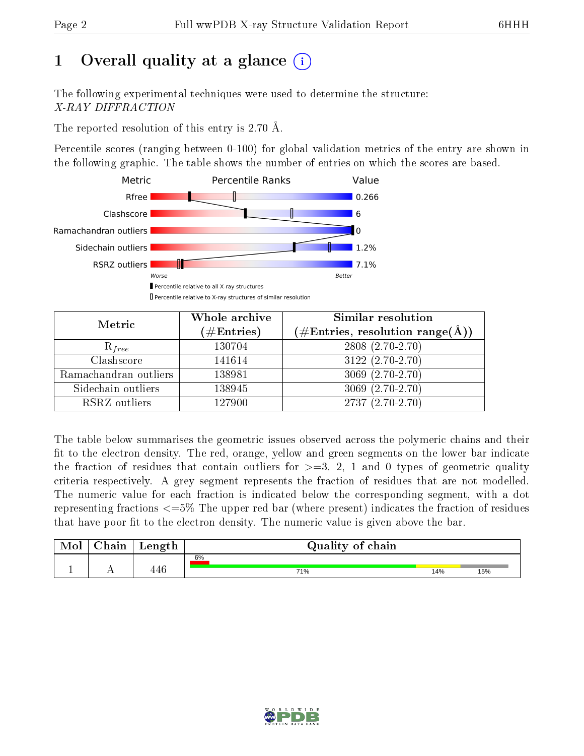# 1 Overall quality at a glance (i)

The following experimental techniques were used to determine the structure:
*X-RAY DIFFRACTION*

The reported resolution of this entry is 2.70 Å.

Percentile scores (ranging between 0-100) for global validation metrics of the entry are shown in the following graphic. The table shows the number of entries on which the scores are based.

Metric | Percentile Ranks | Value

Rfree 0.266

Clashscore 6

Ramachandran outliers 0

Sidechain outliers 1.2%

RSRZ outliers 7.1%

Worse Better

Percentile relative to all X-ray structures

Percentile relative to X-ray structures of similar resolution

| Metric | Whole archive (#Entries) | Similar resolution (#Entries, resolution range(Å)) |
|---|---|---|
| $R_{free}$ | 130704 | 2808 (2.70-2.70) |
| Clashscore | 141614 | 3122 (2.70-2.70) |
| Ramachandran outliers | 138981 | 3069 (2.70-2.70) |
| Sidechain outliers | 138945 | 3069 (2.70-2.70) |
| RSRZ outliers | 127900 | 2737 (2.70-2.70) |

The table below summarises the geometric issues observed across the polymeric chains and their fit to the electron density. The red, orange, yellow and green segments on the lower bar indicate the fraction of residues that contain outliers for >=3, 2, 1 and 0 types of geometric quality criteria respectively. A grey segment represents the fraction of residues that are not modelled. The numeric value for each fraction is indicated below the corresponding segment, with a dot representing fractions <=5% The upper red bar (where present) indicates the fraction of residues that have poor fit to the electron density. The numeric value is given above the bar.

| Mol | Chain | Length | Quality of chain |
|---|---|---|---|
| 1 | A | 446 | 6% / 71% / 14% / 15% |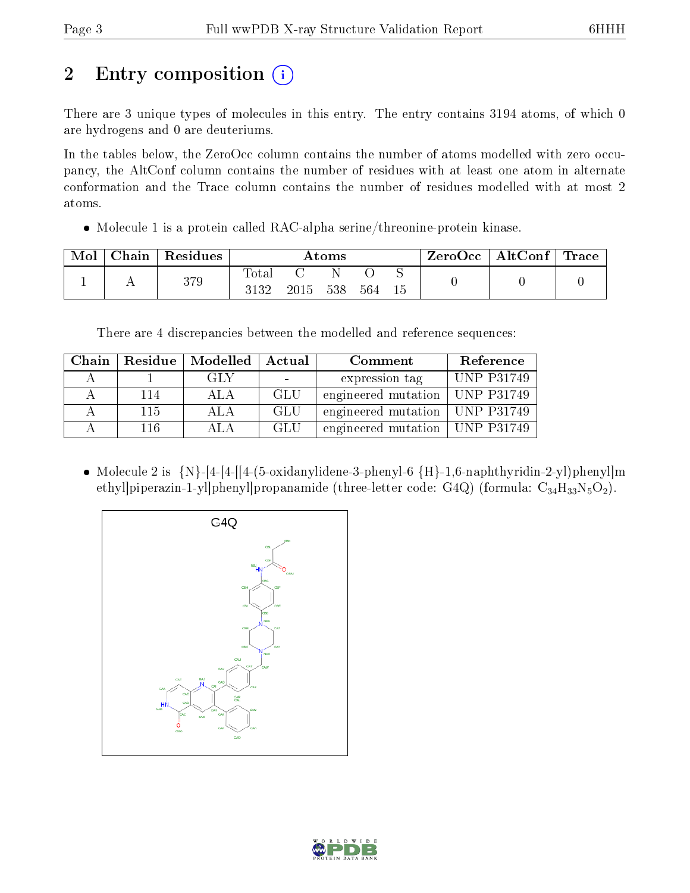# 2 Entry composition

There are 3 unique types of molecules in this entry. The entry contains 3194 atoms, of which 0 are hydrogens and 0 are deuteriums.

In the tables below, the ZeroOcc column contains the number of atoms modelled with zero occupancy, the AltConf column contains the number of residues with at least one atom in alternate conformation and the Trace column contains the number of residues modelled with at most 2 atoms.

- Molecule 1 is a protein called RAC-alpha serine/threonine-protein kinase.

| Mol | Chain | Residues | Atoms | | | | | ZeroOcc | AltConf | Trace |
|---|---|---|---|---|---|---|---|---|---|---|
| 1 | A | 379 | Total<br>3132 | C<br>2015 | N<br>538 | O<br>564 | S<br>15 | 0 | 0 | 0 |

There are 4 discrepancies between the modelled and reference sequences:

| Chain | Residue | Modelled | Actual | Comment | Reference |
|---|---|---|---|---|---|
| A | 1 | GLY | - | expression tag | UNP P31749 |
| A | 114 | ALA | GLU | engineered mutation | UNP P31749 |
| A | 115 | ALA | GLU | engineered mutation | UNP P31749 |
| A | 116 | ALA | GLU | engineered mutation | UNP P31749 |

- Molecule 2 is {N}-[4-[4-[[4-(5-oxidanylidene-3-phenyl-6 {H}-1,6-naphthyridin-2-yl)phenyl]methyl]piperazin-1-yl]phenyl]propanamide (three-letter code: G4Q) (formula: $C_{34}H_{33}N_5O_2$).

G4Q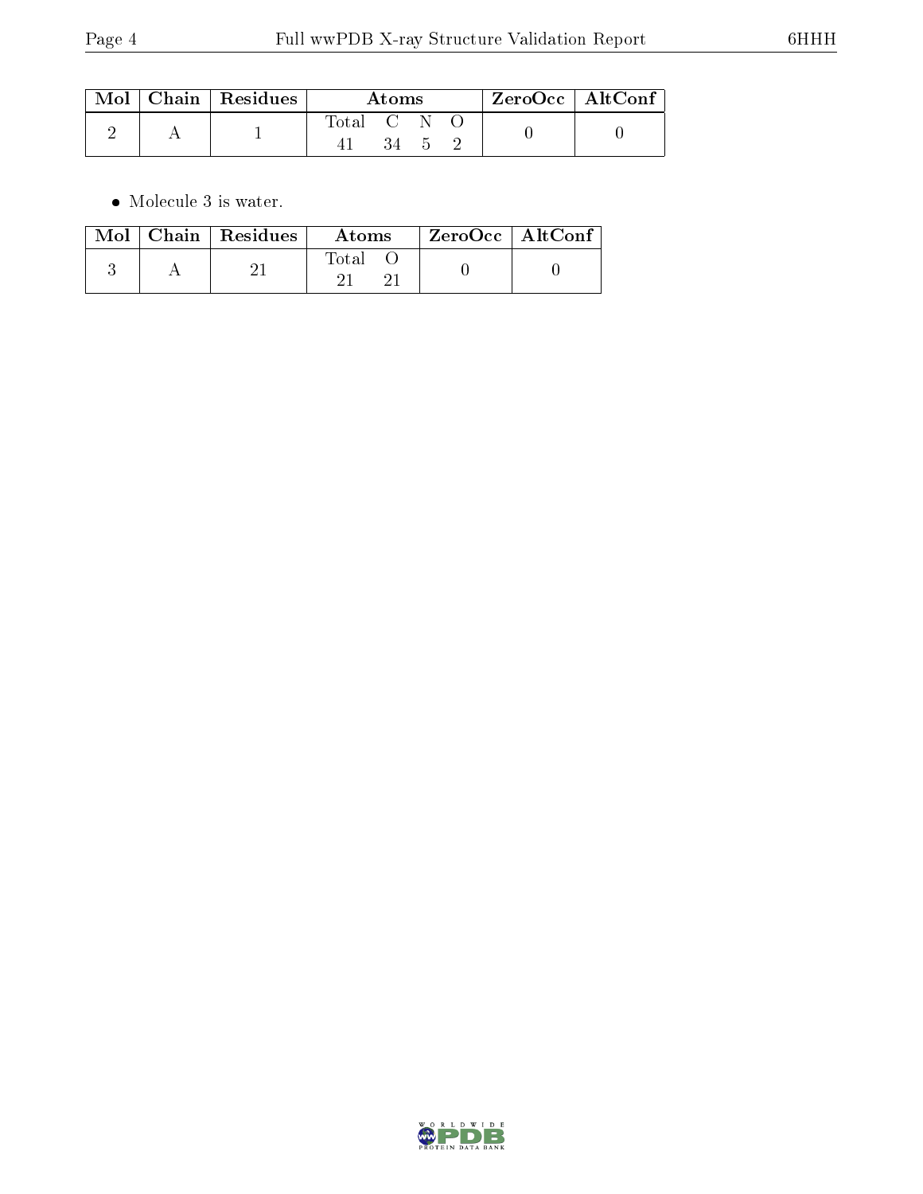| Mol | Chain | Residues | Atoms | | | | ZeroOcc | AltConf |
|---|---|---|---|---|---|---|---|---|
| | | | Total | C | N | O | | |
| 2 | A | 1 | 41 | 34 | 5 | 2 | 0 | 0 |

- Molecule 3 is water.

| Mol | Chain | Residues | Atoms | | ZeroOcc | AltConf |
|---|---|---|---|---|---|---|
| | | | Total | O | | |
| 3 | A | 21 | 21 | 21 | 0 | 0 |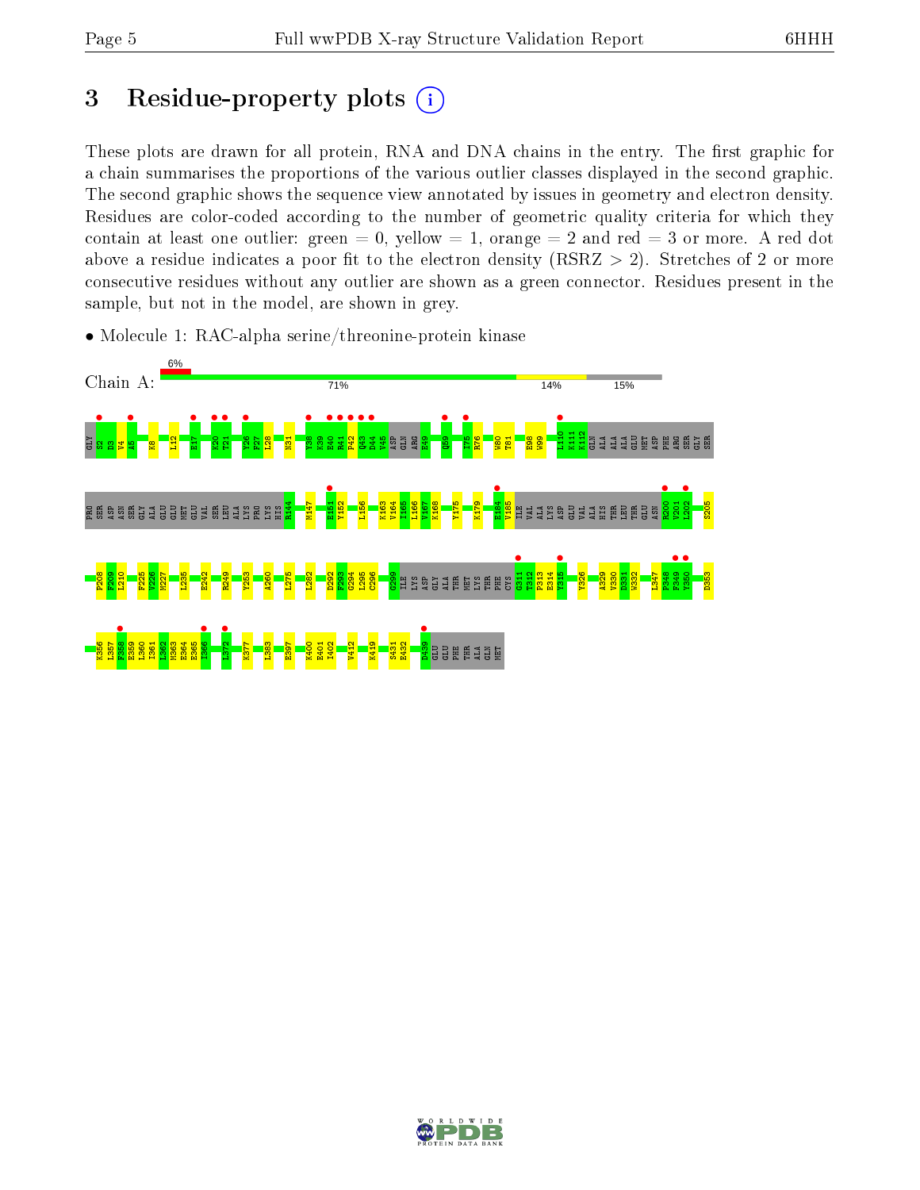## 3 Residue-property plots

These plots are drawn for all protein, RNA and DNA chains in the entry. The first graphic for a chain summarises the proportions of the various outlier classes displayed in the second graphic. The second graphic shows the sequence view annotated by issues in geometry and electron density. Residues are color-coded according to the number of geometric quality criteria for which they contain at least one outlier: green = 0, yellow = 1, orange = 2 and red = 3 or more. A red dot above a residue indicates a poor fit to the electron density (RSRZ > 2). Stretches of 2 or more consecutive residues without any outlier are shown as a green connector. Residues present in the sample, but not in the model, are shown in grey.

- Molecule 1: RAC-alpha serine/threonine-protein kinase

Chain A:

6%

71%

14%

15%

GLY S2 D3 V4 A5 K8 L12 E17 K20 T21 Y26 F27 L28 N31 Y38 K39 E40 R41 P42 Q43 D44 V45 ASP GLN ARG E49 Q59 I75 R76 W80 T81 E98 W99 L110 K111 K112 GLN ALA ALA ALA GLU MET ASP PHE ARG SER GLY SER

PRO SER ASP ASN SER GLY ALA GLU GLU MET GLU VAL SER LEU ALA LYS PRO LYS HIS R144 M147 E151 Y152 L156 K163 V164 I165 L166 V167 K168 Y175 K179 E184 V185 ILE VAL ALA LYS ASP GLU VAL ALA HIS THR LEU THR GLU ASN R200 V201 L202 S205

P208 F209 L210 F225 V226 M227 L235 E242 R249 Y253 A260 L275 L282 D292 F293 G294 L295 C296 G299 ILE LYS ASP GLY ALA THR MET LYS THR PHE CYS G311 T312 P313 E314 Y315 Y326 A329 V330 D331 W332 L347 F348 P349 Y350 D353

K356 L357 F358 E359 L360 I361 L362 M363 E364 E365 I366 L372 K377 L383 E397 K400 E401 I402 V412 K419 S431 E432 D439 GLU GLU PHE THR ALA GLN MET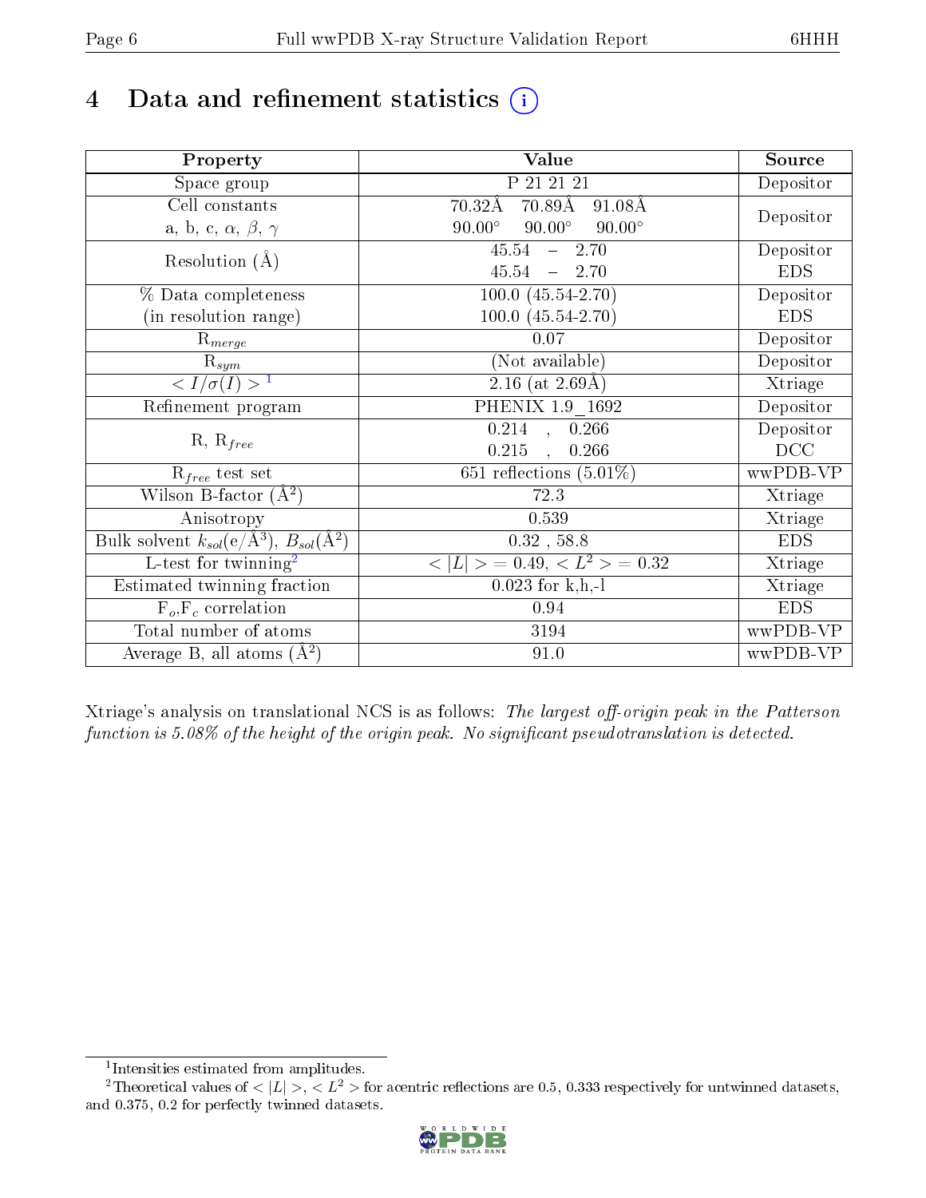# 4 Data and refinement statistics

| Property | Value | Source |
|---|---|---|
| Space group | P 21 21 21 | Depositor |
| Cell constants<br>a, b, c, $\alpha$, $\beta$, $\gamma$ | 70.32Å 70.89Å 91.08Å<br>90.00° 90.00° 90.00° | Depositor |
| Resolution (Å) | 45.54 – 2.70<br>45.54 – 2.70 | Depositor<br>EDS |
| % Data completeness<br>(in resolution range) | 100.0 (45.54-2.70)<br>100.0 (45.54-2.70) | Depositor<br>EDS |
| $R_{merge}$ | 0.07 | Depositor |
| $R_{sym}$ | (Not available) | Depositor |
| $< I/\sigma(I) >$ [1] | 2.16 (at 2.69Å) | Xtriage |
| Refinement program | PHENIX 1.9_1692 | Depositor |
| R, $R_{free}$ | 0.214 , 0.266<br>0.215 , 0.266 | Depositor<br>DCC |
| $R_{free}$ test set | 651 reflections (5.01%) | wwPDB-VP |
| Wilson B-factor (Å$^2$) | 72.3 | Xtriage |
| Anisotropy | 0.539 | Xtriage |
| Bulk solvent $k_{sol}$(e/Å$^3$), $B_{sol}$(Å$^2$) | 0.32 , 58.8 | EDS |
| L-test for twinning[2] | $< \|L\| >$ = 0.49, $< L^2 >$ = 0.32 | Xtriage |
| Estimated twinning fraction | 0.023 for k,h,-l | Xtriage |
| $F_o$,$F_c$ correlation | 0.94 | EDS |
| Total number of atoms | 3194 | wwPDB-VP |
| Average B, all atoms (Å$^2$) | 91.0 | wwPDB-VP |

Xtriage's analysis on translational NCS is as follows: *The largest off-origin peak in the Patterson function is 5.08% of the height of the origin peak. No significant pseudotranslation is detected.*

[1] Intensities estimated from amplitudes.

[2] Theoretical values of $< |L| >$, $< L^2 >$ for acentric reflections are 0.5, 0.333 respectively for untwinned datasets, and 0.375, 0.2 for perfectly twinned datasets.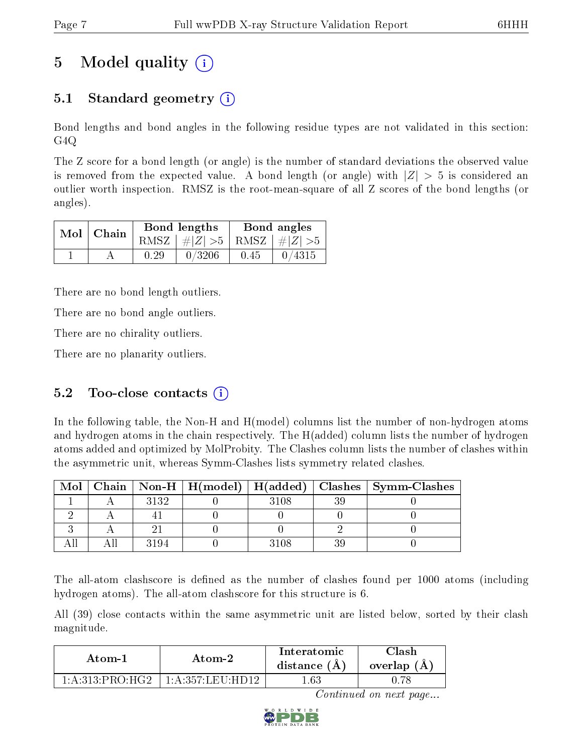# 5 Model quality

## 5.1 Standard geometry

Bond lengths and bond angles in the following residue types are not validated in this section: G4Q

The Z score for a bond length (or angle) is the number of standard deviations the observed value is removed from the expected value. A bond length (or angle) with $|Z| > 5$ is considered an outlier worth inspection. RMSZ is the root-mean-square of all Z scores of the bond lengths (or angles).

| Mol | Chain | Bond lengths | | Bond angles | |
|---|---|---|---|---|---|
| | | RMSZ | $\#\|Z\| > 5$ | RMSZ | $\#\|Z\| > 5$ |
| 1 | A | 0.29 | 0/3206 | 0.45 | 0/4315 |

There are no bond length outliers.

There are no bond angle outliers.

There are no chirality outliers.

There are no planarity outliers.

## 5.2 Too-close contacts

In the following table, the Non-H and H(model) columns list the number of non-hydrogen atoms and hydrogen atoms in the chain respectively. The H(added) column lists the number of hydrogen atoms added and optimized by MolProbity. The Clashes column lists the number of clashes within the asymmetric unit, whereas Symm-Clashes lists symmetry related clashes.

| Mol | Chain | Non-H | H(model) | H(added) | Clashes | Symm-Clashes |
|---|---|---|---|---|---|---|
| 1 | A | 3132 | 0 | 3108 | 39 | 0 |
| 2 | A | 41 | 0 | 0 | 0 | 0 |
| 3 | A | 21 | 0 | 0 | 2 | 0 |
| All | All | 3194 | 0 | 3108 | 39 | 0 |

The all-atom clashscore is defined as the number of clashes found per 1000 atoms (including hydrogen atoms). The all-atom clashscore for this structure is 6.

All (39) close contacts within the same asymmetric unit are listed below, sorted by their clash magnitude.

| Atom-1 | Atom-2 | Interatomic distance (Å) | Clash overlap (Å) |
|---|---|---|---|
| 1:A:313:PRO:HG2 | 1:A:357:LEU:HD12 | 1.63 | 0.78 |

*Continued on next page...*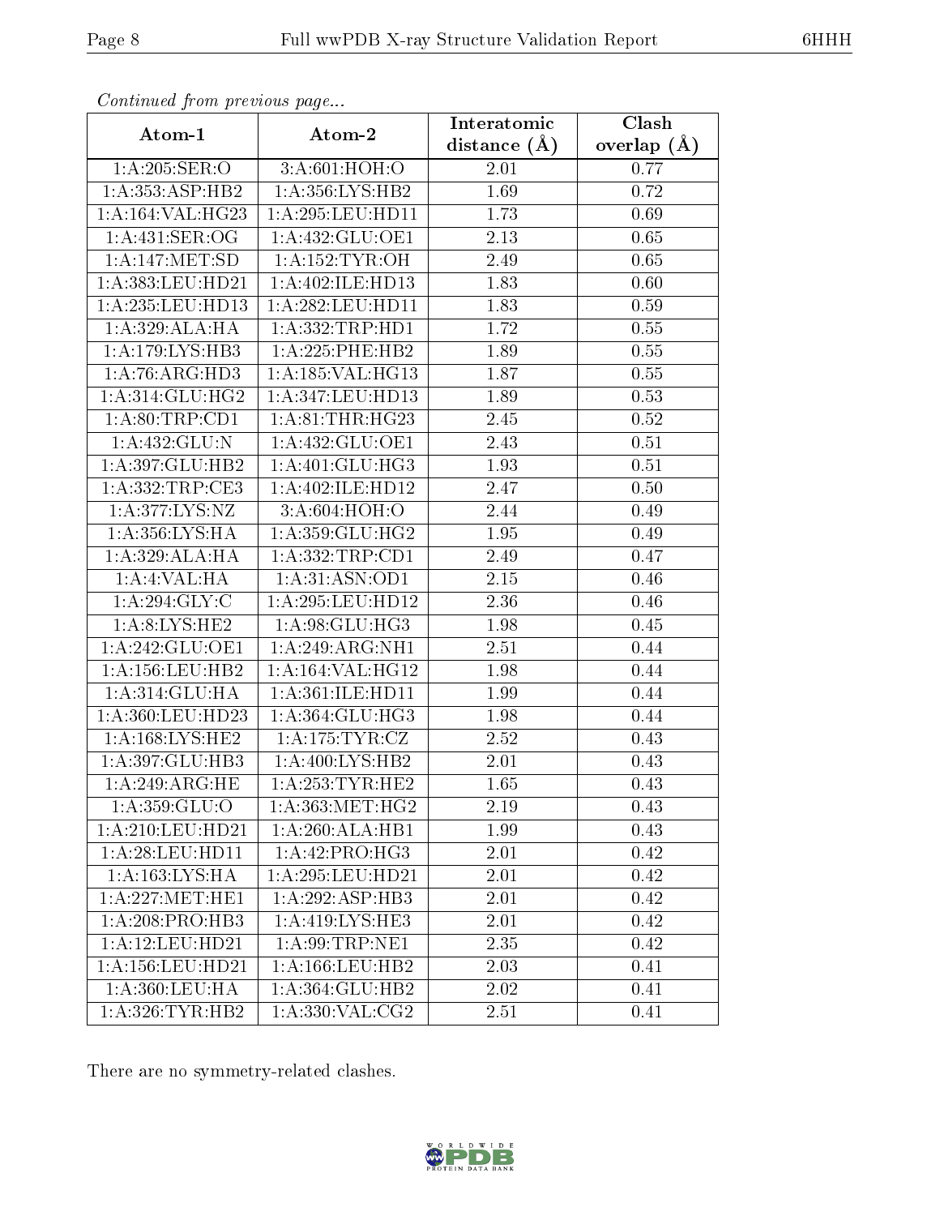*Continued from previous page...*

| Atom-1 | Atom-2 | Interatomic distance (Å) | Clash overlap (Å) |
|---|---|---|---|
| 1:A:205:SER:O | 3:A:601:HOH:O | 2.01 | 0.77 |
| 1:A:353:ASP:HB2 | 1:A:356:LYS:HB2 | 1.69 | 0.72 |
| 1:A:164:VAL:HG23 | 1:A:295:LEU:HD11 | 1.73 | 0.69 |
| 1:A:431:SER:OG | 1:A:432:GLU:OE1 | 2.13 | 0.65 |
| 1:A:147:MET:SD | 1:A:152:TYR:OH | 2.49 | 0.65 |
| 1:A:383:LEU:HD21 | 1:A:402:ILE:HD13 | 1.83 | 0.60 |
| 1:A:235:LEU:HD13 | 1:A:282:LEU:HD11 | 1.83 | 0.59 |
| 1:A:329:ALA:HA | 1:A:332:TRP:HD1 | 1.72 | 0.55 |
| 1:A:179:LYS:HB3 | 1:A:225:PHE:HB2 | 1.89 | 0.55 |
| 1:A:76:ARG:HD3 | 1:A:185:VAL:HG13 | 1.87 | 0.55 |
| 1:A:314:GLU:HG2 | 1:A:347:LEU:HD13 | 1.89 | 0.53 |
| 1:A:80:TRP:CD1 | 1:A:81:THR:HG23 | 2.45 | 0.52 |
| 1:A:432:GLU:N | 1:A:432:GLU:OE1 | 2.43 | 0.51 |
| 1:A:397:GLU:HB2 | 1:A:401:GLU:HG3 | 1.93 | 0.51 |
| 1:A:332:TRP:CE3 | 1:A:402:ILE:HD12 | 2.47 | 0.50 |
| 1:A:377:LYS:NZ | 3:A:604:HOH:O | 2.44 | 0.49 |
| 1:A:356:LYS:HA | 1:A:359:GLU:HG2 | 1.95 | 0.49 |
| 1:A:329:ALA:HA | 1:A:332:TRP:CD1 | 2.49 | 0.47 |
| 1:A:4:VAL:HA | 1:A:31:ASN:OD1 | 2.15 | 0.46 |
| 1:A:294:GLY:C | 1:A:295:LEU:HD12 | 2.36 | 0.46 |
| 1:A:8:LYS:HE2 | 1:A:98:GLU:HG3 | 1.98 | 0.45 |
| 1:A:242:GLU:OE1 | 1:A:249:ARG:NH1 | 2.51 | 0.44 |
| 1:A:156:LEU:HB2 | 1:A:164:VAL:HG12 | 1.98 | 0.44 |
| 1:A:314:GLU:HA | 1:A:361:ILE:HD11 | 1.99 | 0.44 |
| 1:A:360:LEU:HD23 | 1:A:364:GLU:HG3 | 1.98 | 0.44 |
| 1:A:168:LYS:HE2 | 1:A:175:TYR:CZ | 2.52 | 0.43 |
| 1:A:397:GLU:HB3 | 1:A:400:LYS:HB2 | 2.01 | 0.43 |
| 1:A:249:ARG:HE | 1:A:253:TYR:HE2 | 1.65 | 0.43 |
| 1:A:359:GLU:O | 1:A:363:MET:HG2 | 2.19 | 0.43 |
| 1:A:210:LEU:HD21 | 1:A:260:ALA:HB1 | 1.99 | 0.43 |
| 1:A:28:LEU:HD11 | 1:A:42:PRO:HG3 | 2.01 | 0.42 |
| 1:A:163:LYS:HA | 1:A:295:LEU:HD21 | 2.01 | 0.42 |
| 1:A:227:MET:HE1 | 1:A:292:ASP:HB3 | 2.01 | 0.42 |
| 1:A:208:PRO:HB3 | 1:A:419:LYS:HE3 | 2.01 | 0.42 |
| 1:A:12:LEU:HD21 | 1:A:99:TRP:NE1 | 2.35 | 0.42 |
| 1:A:156:LEU:HD21 | 1:A:166:LEU:HB2 | 2.03 | 0.41 |
| 1:A:360:LEU:HA | 1:A:364:GLU:HB2 | 2.02 | 0.41 |
| 1:A:326:TYR:HB2 | 1:A:330:VAL:CG2 | 2.51 | 0.41 |

There are no symmetry-related clashes.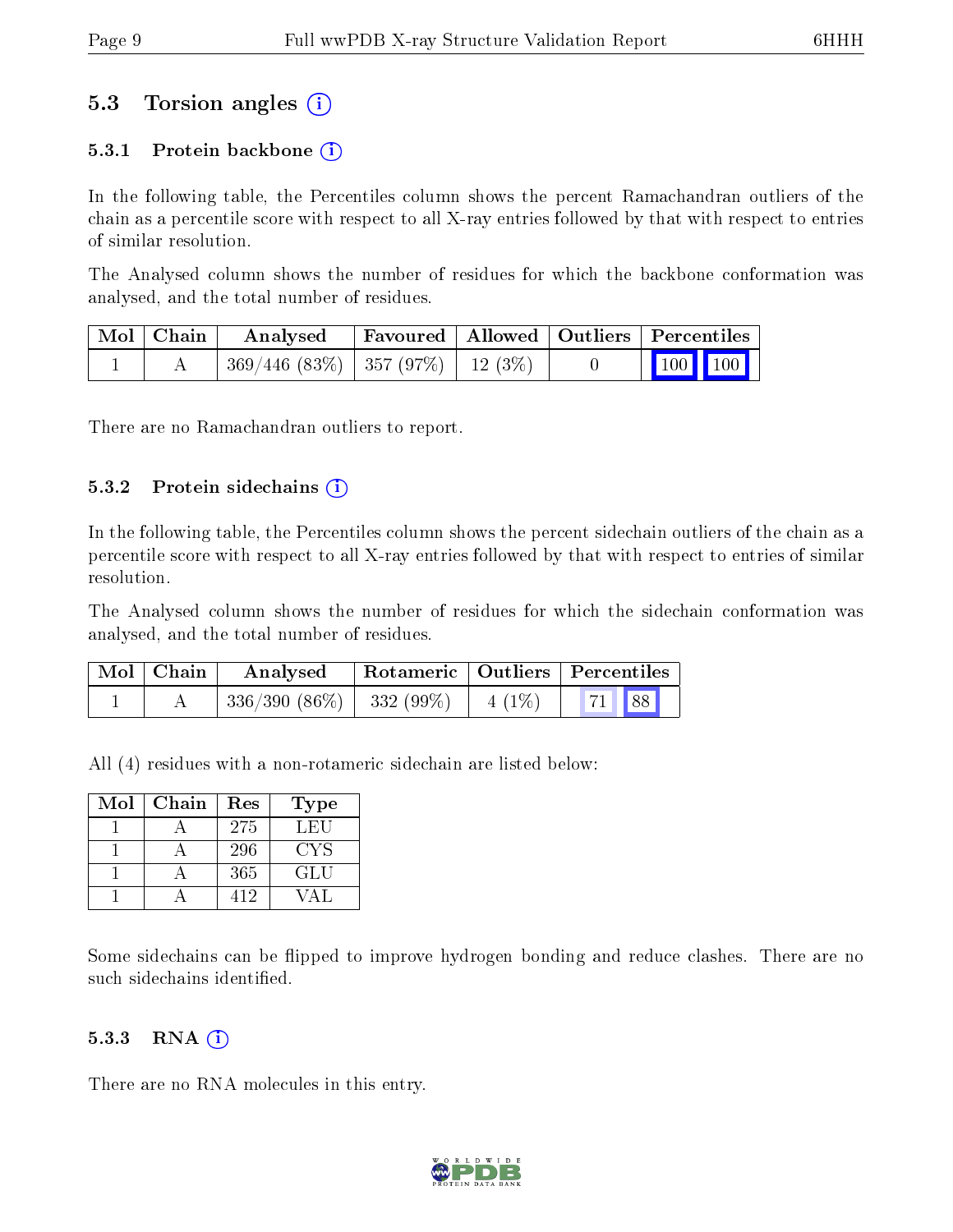## 5.3 Torsion angles (i)

### 5.3.1 Protein backbone (i)

In the following table, the Percentiles column shows the percent Ramachandran outliers of the chain as a percentile score with respect to all X-ray entries followed by that with respect to entries of similar resolution.

The Analysed column shows the number of residues for which the backbone conformation was analysed, and the total number of residues.

| Mol | Chain | Analysed | Favoured | Allowed | Outliers | Percentiles | |
|---|---|---|---|---|---|---|---|
| 1 | A | 369/446 (83%) | 357 (97%) | 12 (3%) | 0 | 100 | 100 |

There are no Ramachandran outliers to report.

### 5.3.2 Protein sidechains (i)

In the following table, the Percentiles column shows the percent sidechain outliers of the chain as a percentile score with respect to all X-ray entries followed by that with respect to entries of similar resolution.

The Analysed column shows the number of residues for which the sidechain conformation was analysed, and the total number of residues.

| Mol | Chain | Analysed | Rotameric | Outliers | Percentiles | |
|---|---|---|---|---|---|---|
| 1 | A | 336/390 (86%) | 332 (99%) | 4 (1%) | 71 | 88 |

All (4) residues with a non-rotameric sidechain are listed below:

| Mol | Chain | Res | Type |
|---|---|---|---|
| 1 | A | 275 | LEU |
| 1 | A | 296 | CYS |
| 1 | A | 365 | GLU |
| 1 | A | 412 | VAL |

Some sidechains can be flipped to improve hydrogen bonding and reduce clashes. There are no such sidechains identified.

### 5.3.3 RNA (i)

There are no RNA molecules in this entry.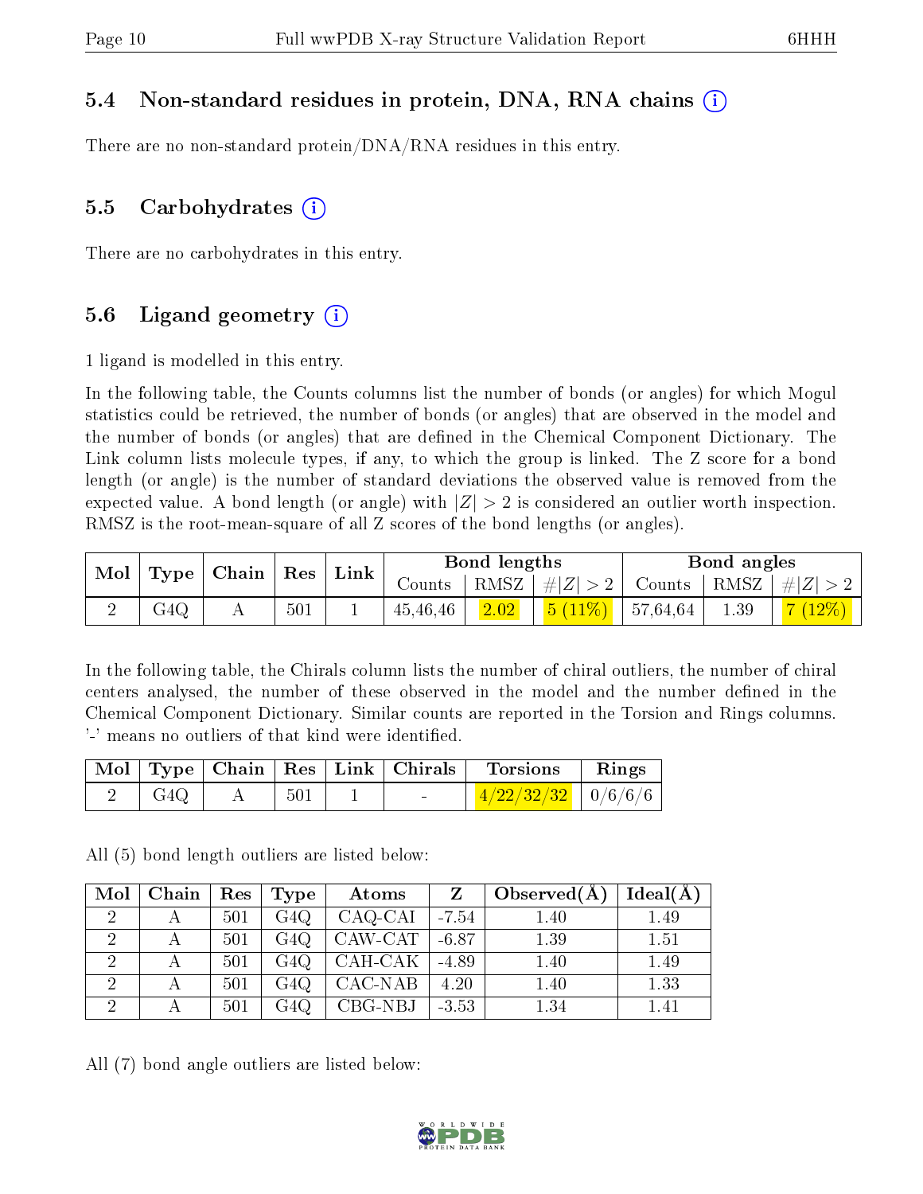### 5.4 Non-standard residues in protein, DNA, RNA chains (i)

There are no non-standard protein/DNA/RNA residues in this entry.

### 5.5 Carbohydrates (i)

There are no carbohydrates in this entry.

### 5.6 Ligand geometry (i)

1 ligand is modelled in this entry.

In the following table, the Counts columns list the number of bonds (or angles) for which Mogul statistics could be retrieved, the number of bonds (or angles) that are observed in the model and the number of bonds (or angles) that are defined in the Chemical Component Dictionary. The Link column lists molecule types, if any, to which the group is linked. The Z score for a bond length (or angle) is the number of standard deviations the observed value is removed from the expected value. A bond length (or angle) with $|Z| > 2$ is considered an outlier worth inspection. RMSZ is the root-mean-square of all Z scores of the bond lengths (or angles).

| Mol | Type | Chain | Res | Link | Bond lengths | | | Bond angles | | |
|---|---|---|---|---|---|---|---|---|---|---|
| | | | | | Counts | RMSZ | $\#\|Z\| > 2$ | Counts | RMSZ | $\#\|Z\| > 2$ |
| 2 | G4Q | A | 501 | 1 | 45,46,46 | 2.02 | 5 (11%) | 57,64,64 | 1.39 | 7 (12%) |

In the following table, the Chirals column lists the number of chiral outliers, the number of chiral centers analysed, the number of these observed in the model and the number defined in the Chemical Component Dictionary. Similar counts are reported in the Torsion and Rings columns. '-' means no outliers of that kind were identified.

| Mol | Type | Chain | Res | Link | Chirals | Torsions | Rings |
|---|---|---|---|---|---|---|---|
| 2 | G4Q | A | 501 | 1 | - | 4/22/32/32 | 0/6/6/6 |

All (5) bond length outliers are listed below:

| Mol | Chain | Res | Type | Atoms | Z | Observed(Å) | Ideal(Å) |
|---|---|---|---|---|---|---|---|
| 2 | A | 501 | G4Q | CAQ-CAI | -7.54 | 1.40 | 1.49 |
| 2 | A | 501 | G4Q | CAW-CAT | -6.87 | 1.39 | 1.51 |
| 2 | A | 501 | G4Q | CAH-CAK | -4.89 | 1.40 | 1.49 |
| 2 | A | 501 | G4Q | CAC-NAB | 4.20 | 1.40 | 1.33 |
| 2 | A | 501 | G4Q | CBG-NBJ | -3.53 | 1.34 | 1.41 |

All (7) bond angle outliers are listed below: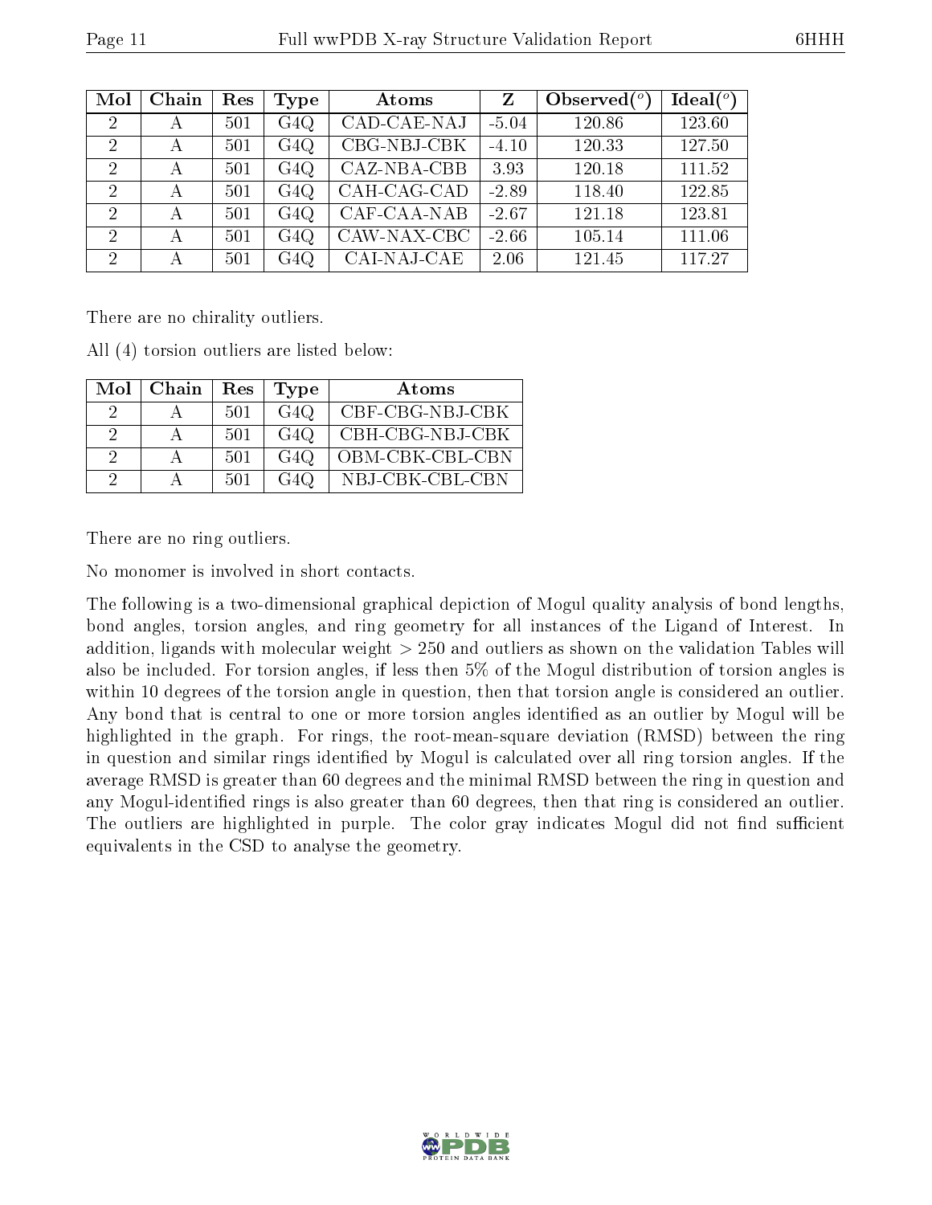| Mol | Chain | Res | Type | Atoms | Z | Observed(°) | Ideal(°) |
|---|---|---|---|---|---|---|---|
| 2 | A | 501 | G4Q | CAD-CAE-NAJ | -5.04 | 120.86 | 123.60 |
| 2 | A | 501 | G4Q | CBG-NBJ-CBK | -4.10 | 120.33 | 127.50 |
| 2 | A | 501 | G4Q | CAZ-NBA-CBB | 3.93 | 120.18 | 111.52 |
| 2 | A | 501 | G4Q | CAH-CAG-CAD | -2.89 | 118.40 | 122.85 |
| 2 | A | 501 | G4Q | CAF-CAA-NAB | -2.67 | 121.18 | 123.81 |
| 2 | A | 501 | G4Q | CAW-NAX-CBC | -2.66 | 105.14 | 111.06 |
| 2 | A | 501 | G4Q | CAI-NAJ-CAE | 2.06 | 121.45 | 117.27 |

There are no chirality outliers.

All (4) torsion outliers are listed below:

| Mol | Chain | Res | Type | Atoms |
|---|---|---|---|---|
| 2 | A | 501 | G4Q | CBF-CBG-NBJ-CBK |
| 2 | A | 501 | G4Q | CBH-CBG-NBJ-CBK |
| 2 | A | 501 | G4Q | OBM-CBK-CBL-CBN |
| 2 | A | 501 | G4Q | NBJ-CBK-CBL-CBN |

There are no ring outliers.

No monomer is involved in short contacts.

The following is a two-dimensional graphical depiction of Mogul quality analysis of bond lengths, bond angles, torsion angles, and ring geometry for all instances of the Ligand of Interest. In addition, ligands with molecular weight > 250 and outliers as shown on the validation Tables will also be included. For torsion angles, if less then 5% of the Mogul distribution of torsion angles is within 10 degrees of the torsion angle in question, then that torsion angle is considered an outlier. Any bond that is central to one or more torsion angles identified as an outlier by Mogul will be highlighted in the graph. For rings, the root-mean-square deviation (RMSD) between the ring in question and similar rings identified by Mogul is calculated over all ring torsion angles. If the average RMSD is greater than 60 degrees and the minimal RMSD between the ring in question and any Mogul-identified rings is also greater than 60 degrees, then that ring is considered an outlier. The outliers are highlighted in purple. The color gray indicates Mogul did not find sufficient equivalents in the CSD to analyse the geometry.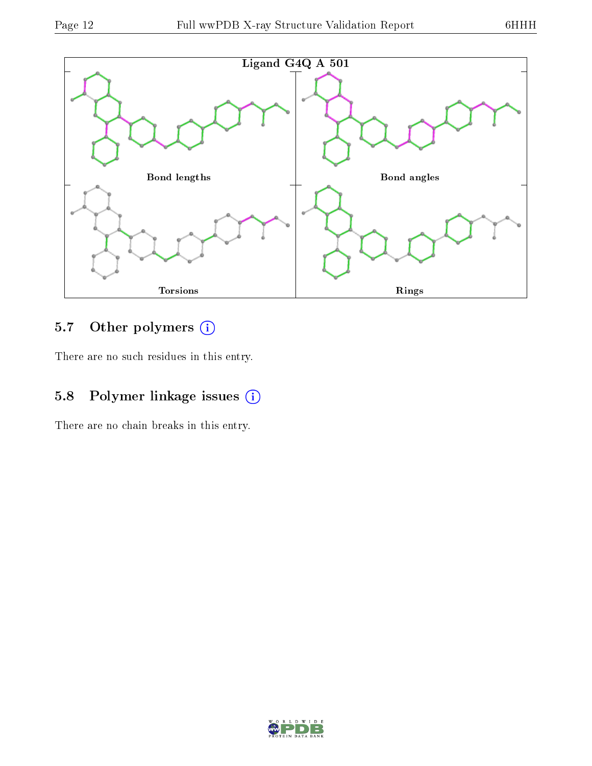Ligand G4Q A 501

Bond lengths

Bond angles

Torsions

Rings

## 5.7 Other polymers (i)

There are no such residues in this entry.

## 5.8 Polymer linkage issues (i)

There are no chain breaks in this entry.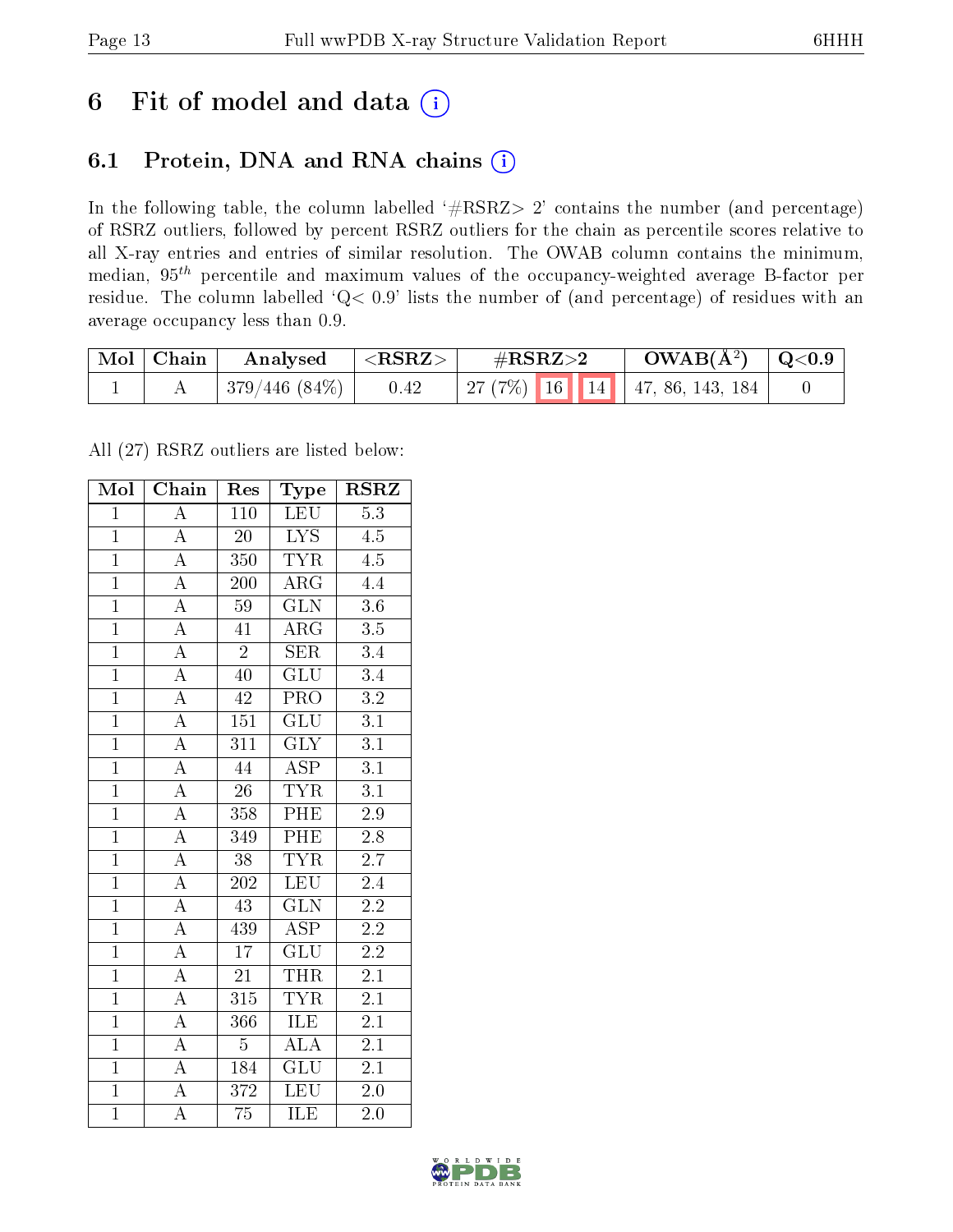# 6 Fit of model and data

## 6.1 Protein, DNA and RNA chains

In the following table, the column labelled '#RSRZ> 2' contains the number (and percentage) of RSRZ outliers, followed by percent RSRZ outliers for the chain as percentile scores relative to all X-ray entries and entries of similar resolution. The OWAB column contains the minimum, median, $95^{th}$ percentile and maximum values of the occupancy-weighted average B-factor per residue. The column labelled 'Q< 0.9' lists the number of (and percentage) of residues with an average occupancy less than 0.9.

| Mol | Chain | Analysed | <RSRZ> | #RSRZ>2 | | | OWAB(Å$^2$) | Q<0.9 |
|---|---|---|---|---|---|---|---|---|
| 1 | A | 379/446 (84%) | 0.42 | 27 (7%) | 16 | 14 | 47, 86, 143, 184 | 0 |

All (27) RSRZ outliers are listed below:

| Mol | Chain | Res | Type | RSRZ |
|---|---|---|---|---|
| 1 | A | 110 | LEU | 5.3 |
| 1 | A | 20 | LYS | 4.5 |
| 1 | A | 350 | TYR | 4.5 |
| 1 | A | 200 | ARG | 4.4 |
| 1 | A | 59 | GLN | 3.6 |
| 1 | A | 41 | ARG | 3.5 |
| 1 | A | 2 | SER | 3.4 |
| 1 | A | 40 | GLU | 3.4 |
| 1 | A | 42 | PRO | 3.2 |
| 1 | A | 151 | GLU | 3.1 |
| 1 | A | 311 | GLY | 3.1 |
| 1 | A | 44 | ASP | 3.1 |
| 1 | A | 26 | TYR | 3.1 |
| 1 | A | 358 | PHE | 2.9 |
| 1 | A | 349 | PHE | 2.8 |
| 1 | A | 38 | TYR | 2.7 |
| 1 | A | 202 | LEU | 2.4 |
| 1 | A | 43 | GLN | 2.2 |
| 1 | A | 439 | ASP | 2.2 |
| 1 | A | 17 | GLU | 2.2 |
| 1 | A | 21 | THR | 2.1 |
| 1 | A | 315 | TYR | 2.1 |
| 1 | A | 366 | ILE | 2.1 |
| 1 | A | 5 | ALA | 2.1 |
| 1 | A | 184 | GLU | 2.1 |
| 1 | A | 372 | LEU | 2.0 |
| 1 | A | 75 | ILE | 2.0 |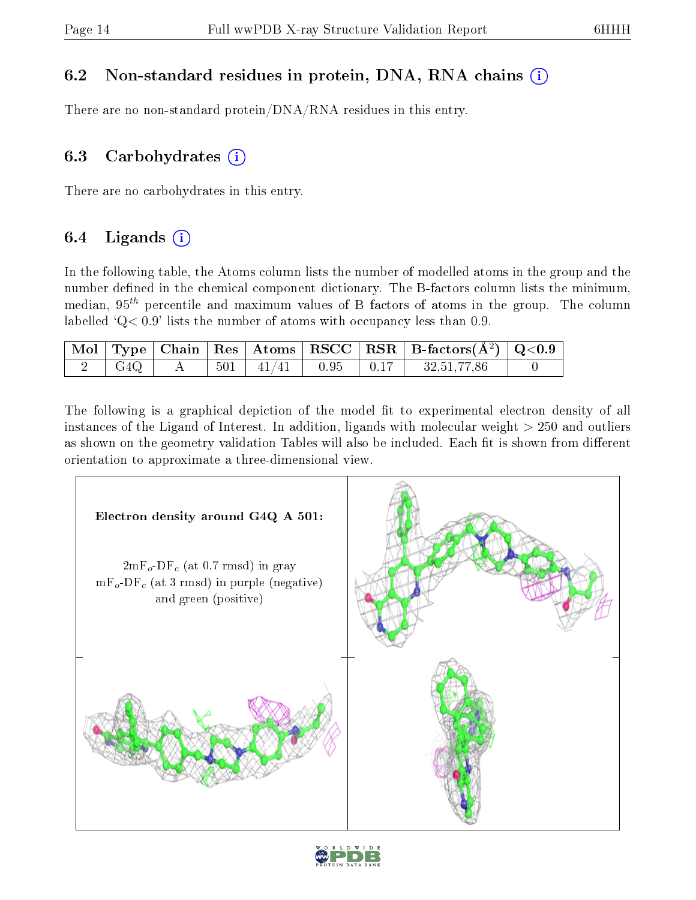## 6.2 Non-standard residues in protein, DNA, RNA chains

There are no non-standard protein/DNA/RNA residues in this entry.

## 6.3 Carbohydrates

There are no carbohydrates in this entry.

## 6.4 Ligands

In the following table, the Atoms column lists the number of modelled atoms in the group and the number defined in the chemical component dictionary. The B-factors column lists the minimum, median, $95^{th}$ percentile and maximum values of B factors of atoms in the group. The column labelled 'Q< 0.9' lists the number of atoms with occupancy less than 0.9.

| Mol | Type | Chain | Res | Atoms | RSCC | RSR | B-factors($Å^2$) | Q<0.9 |
|---|---|---|---|---|---|---|---|---|
| 2 | G4Q | A | 501 | 41/41 | 0.95 | 0.17 | 32,51,77,86 | 0 |

The following is a graphical depiction of the model fit to experimental electron density of all instances of the Ligand of Interest. In addition, ligands with molecular weight > 250 and outliers as shown on the geometry validation Tables will also be included. Each fit is shown from different orientation to approximate a three-dimensional view.

**Electron density around G4Q A 501:**

$2mF_o$-$DF_c$ (at 0.7 rmsd) in gray
$mF_o$-$DF_c$ (at 3 rmsd) in purple (negative) and green (positive)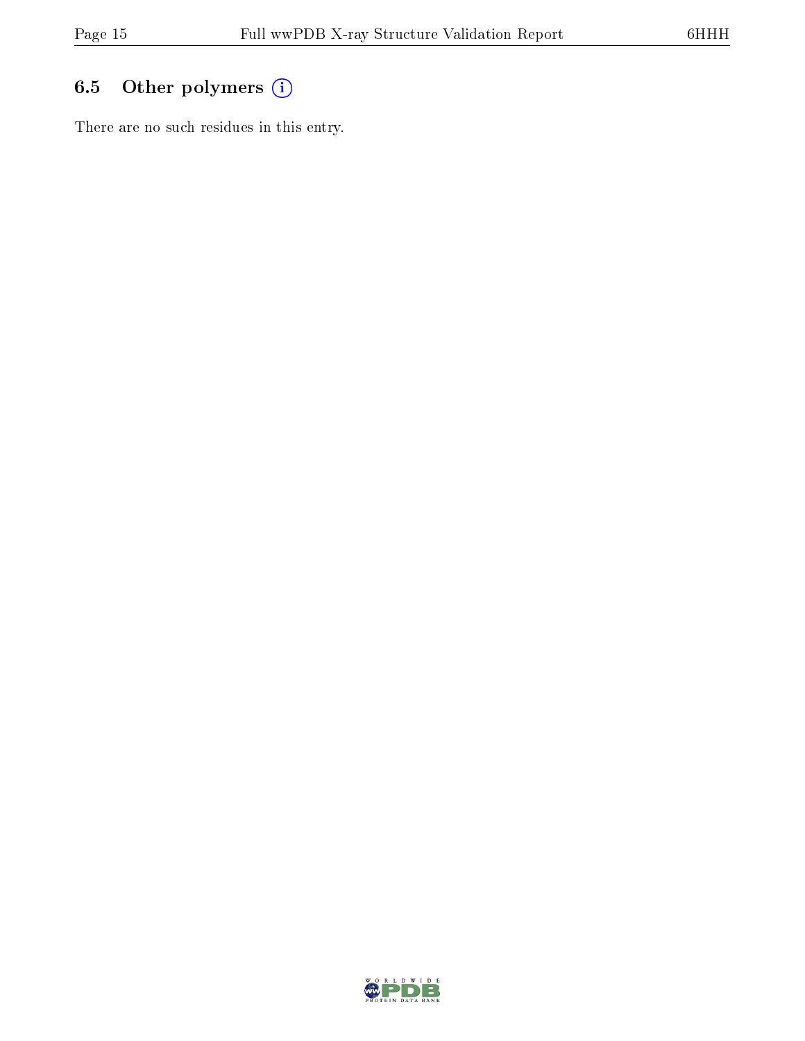### 6.5 Other polymers

There are no such residues in this entry.